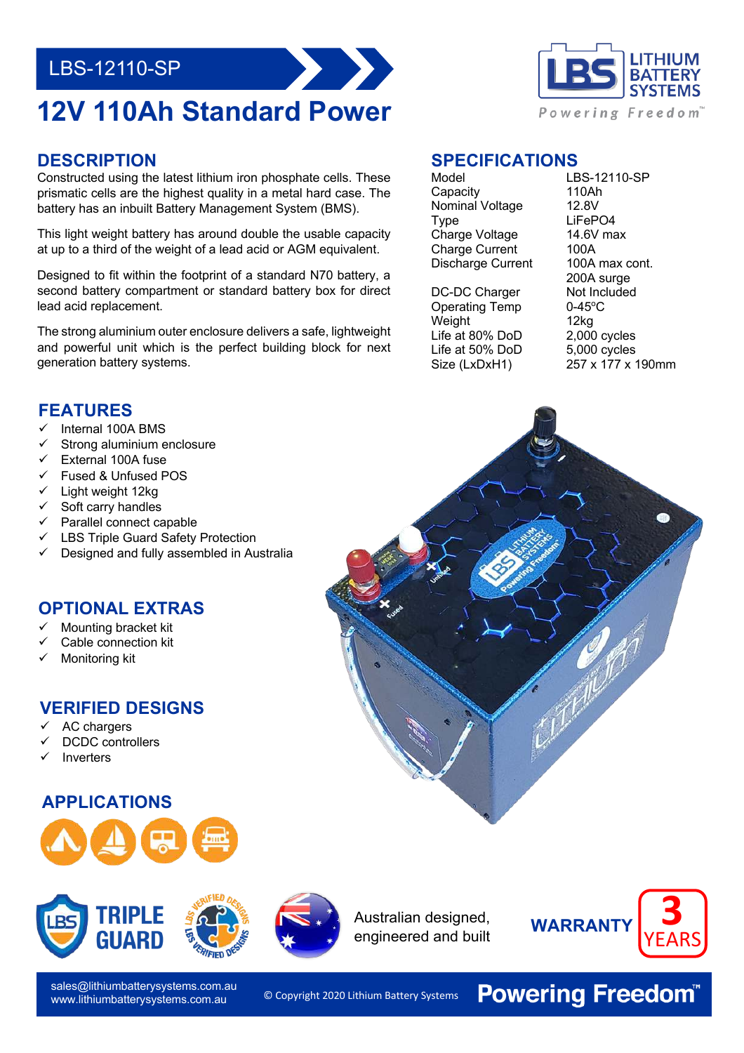LBS-12110-SP

# 12V 110Ah Standard Power

## DESCRIPTION

Constructed using the latest lithium iron phosphate cells. These prismatic cells are the highest quality in a metal hard case. The battery has an inbuilt Battery Management System (BMS).

This light weight battery has around double the usable capacity at up to a third of the weight of a lead acid or AGM equivalent.

Designed to fit within the footprint of a standard N70 battery, a second battery compartment or standard battery box for direct lead acid replacement.

The strong aluminium outer enclosure delivers a safe, lightweight and powerful unit which is the perfect building block for next generation battery systems.

## SPECIFICATIONS

| | |
|---|---|
| Model | LBS-12110-SP |
| Capacity | 110Ah |
| Nominal Voltage | 12.8V |
| Type | LiFePO4 |
| Charge Voltage | 14.6V max |
| Charge Current | 100A |
| Discharge Current | 100A max cont. 200A surge |
| DC-DC Charger | Not Included |
| Operating Temp | 0-45ºC |
| Weight | 12kg |
| Life at 80% DoD | 2,000 cycles |
| Life at 50% DoD | 5,000 cycles |
| Size (LxDxH1) | 257 x 177 x 190mm |

## FEATURES

- ✓ Internal 100A BMS
- ✓ Strong aluminium enclosure
- ✓ External 100A fuse
- ✓ Fused & Unfused POS
- ✓ Light weight 12kg
- ✓ Soft carry handles
- ✓ Parallel connect capable
- ✓ LBS Triple Guard Safety Protection
- ✓ Designed and fully assembled in Australia

## OPTIONAL EXTRAS

- ✓ Mounting bracket kit
- ✓ Cable connection kit
- ✓ Monitoring kit

## VERIFIED DESIGNS

- ✓ AC chargers
- ✓ DCDC controllers
- ✓ Inverters

## APPLICATIONS

TRIPLE GUARD

Australian designed, engineered and built

WARRANTY 3 YEARS

sales@lithiumbatterysystems.com.au
www.lithiumbatterysystems.com.au

© Copyright 2020 Lithium Battery Systems

Powering Freedom™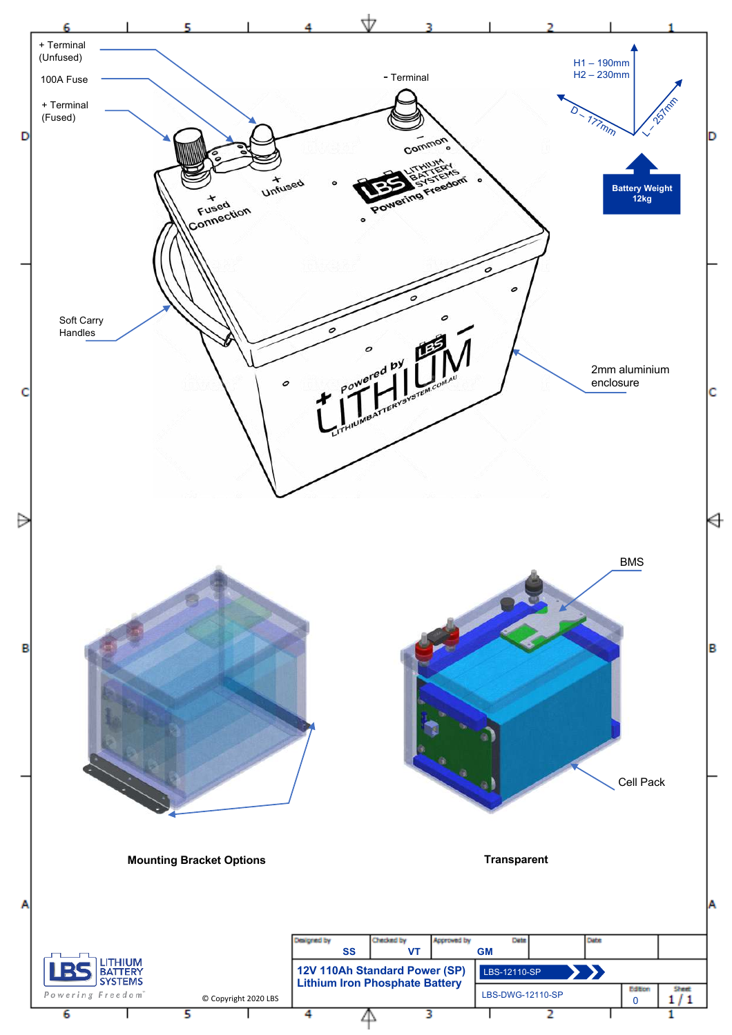+ Terminal (Unfused)

100A Fuse

+ Terminal (Fused)

- Terminal

Soft Carry Handles

2mm aluminium enclosure

H1 – 190mm
H2 – 230mm
D – 177mm
L – 257mm

**Battery Weight 12kg**

BMS

Cell Pack

**Mounting Bracket Options**

**Transparent**

| Designed by | Checked by | Approved by | Date | Date |
|---|---|---|---|---|
| SS | VT | GM | | |

**12V 110Ah Standard Power (SP) Lithium Iron Phosphate Battery**

LBS-12110-SP

LBS-DWG-12110-SP

Edition: 0

Sheet: 1 / 1

LBS LITHIUM BATTERY SYSTEMS Powering Freedom

© Copyright 2020 LBS